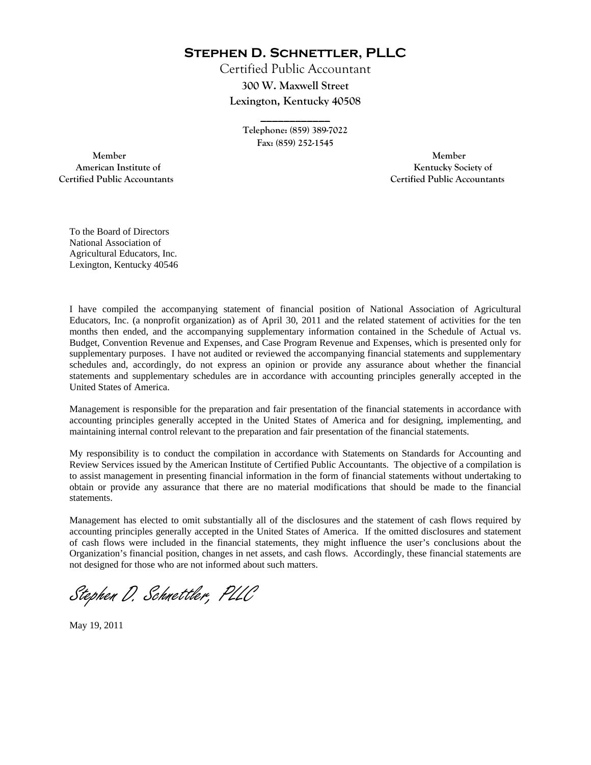# Stephen D. Schnettler, PLLC

Certified Public Accountant

**300 W. Maxwell Street**

**Lexington, Kentucky 40508**

**Telephone: (859) 389-7022**

**Fax: (859) 252-1545**

Member
American Institute of
Certified Public Accountants

Member
Kentucky Society of
Certified Public Accountants

To the Board of Directors
National Association of
Agricultural Educators, Inc.
Lexington, Kentucky 40546

I have compiled the accompanying statement of financial position of National Association of Agricultural Educators, Inc. (a nonprofit organization) as of April 30, 2011 and the related statement of activities for the ten months then ended, and the accompanying supplementary information contained in the Schedule of Actual vs. Budget, Convention Revenue and Expenses, and Case Program Revenue and Expenses, which is presented only for supplementary purposes. I have not audited or reviewed the accompanying financial statements and supplementary schedules and, accordingly, do not express an opinion or provide any assurance about whether the financial statements and supplementary schedules are in accordance with accounting principles generally accepted in the United States of America.

Management is responsible for the preparation and fair presentation of the financial statements in accordance with accounting principles generally accepted in the United States of America and for designing, implementing, and maintaining internal control relevant to the preparation and fair presentation of the financial statements.

My responsibility is to conduct the compilation in accordance with Statements on Standards for Accounting and Review Services issued by the American Institute of Certified Public Accountants. The objective of a compilation is to assist management in presenting financial information in the form of financial statements without undertaking to obtain or provide any assurance that there are no material modifications that should be made to the financial statements.

Management has elected to omit substantially all of the disclosures and the statement of cash flows required by accounting principles generally accepted in the United States of America. If the omitted disclosures and statement of cash flows were included in the financial statements, they might influence the user's conclusions about the Organization's financial position, changes in net assets, and cash flows. Accordingly, these financial statements are not designed for those who are not informed about such matters.

*Stephen D. Schnettler, PLLC*

May 19, 2011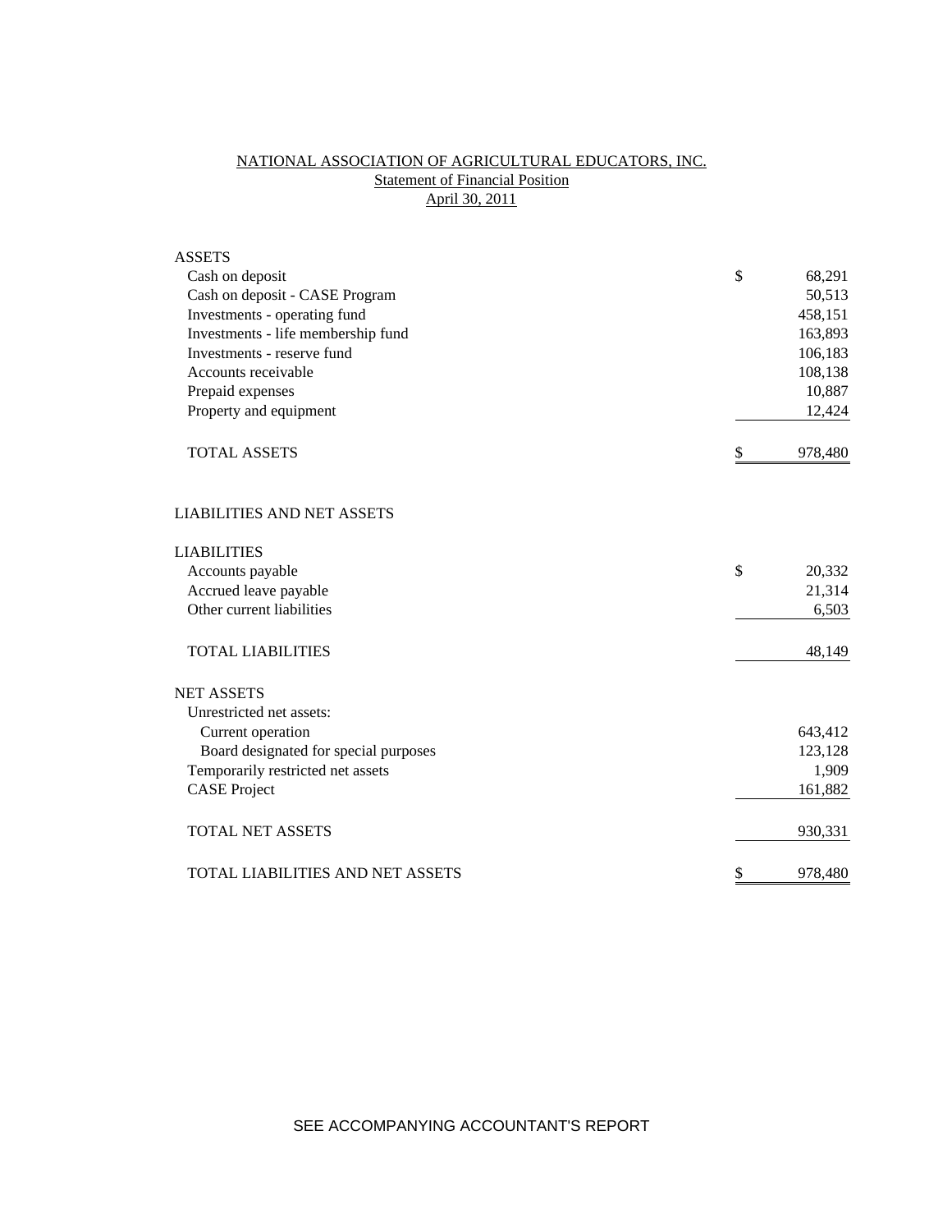# NATIONAL ASSOCIATION OF AGRICULTURAL EDUCATORS, INC.

## Statement of Financial Position

### April 30, 2011

| | | |
|---|---|---|
| **ASSETS** | | |
| Cash on deposit | $ | 68,291 |
| Cash on deposit - CASE Program | | 50,513 |
| Investments - operating fund | | 458,151 |
| Investments - life membership fund | | 163,893 |
| Investments - reserve fund | | 106,183 |
| Accounts receivable | | 108,138 |
| Prepaid expenses | | 10,887 |
| Property and equipment | | 12,424 |
| TOTAL ASSETS | $ | 978,480 |
| | | |
| **LIABILITIES AND NET ASSETS** | | |
| | | |
| **LIABILITIES** | | |
| Accounts payable | $ | 20,332 |
| Accrued leave payable | | 21,314 |
| Other current liabilities | | 6,503 |
| TOTAL LIABILITIES | | 48,149 |
| | | |
| **NET ASSETS** | | |
| Unrestricted net assets: | | |
| Current operation | | 643,412 |
| Board designated for special purposes | | 123,128 |
| Temporarily restricted net assets | | 1,909 |
| CASE Project | | 161,882 |
| TOTAL NET ASSETS | | 930,331 |
| | | |
| TOTAL LIABILITIES AND NET ASSETS | $ | 978,480 |

SEE ACCOMPANYING ACCOUNTANT'S REPORT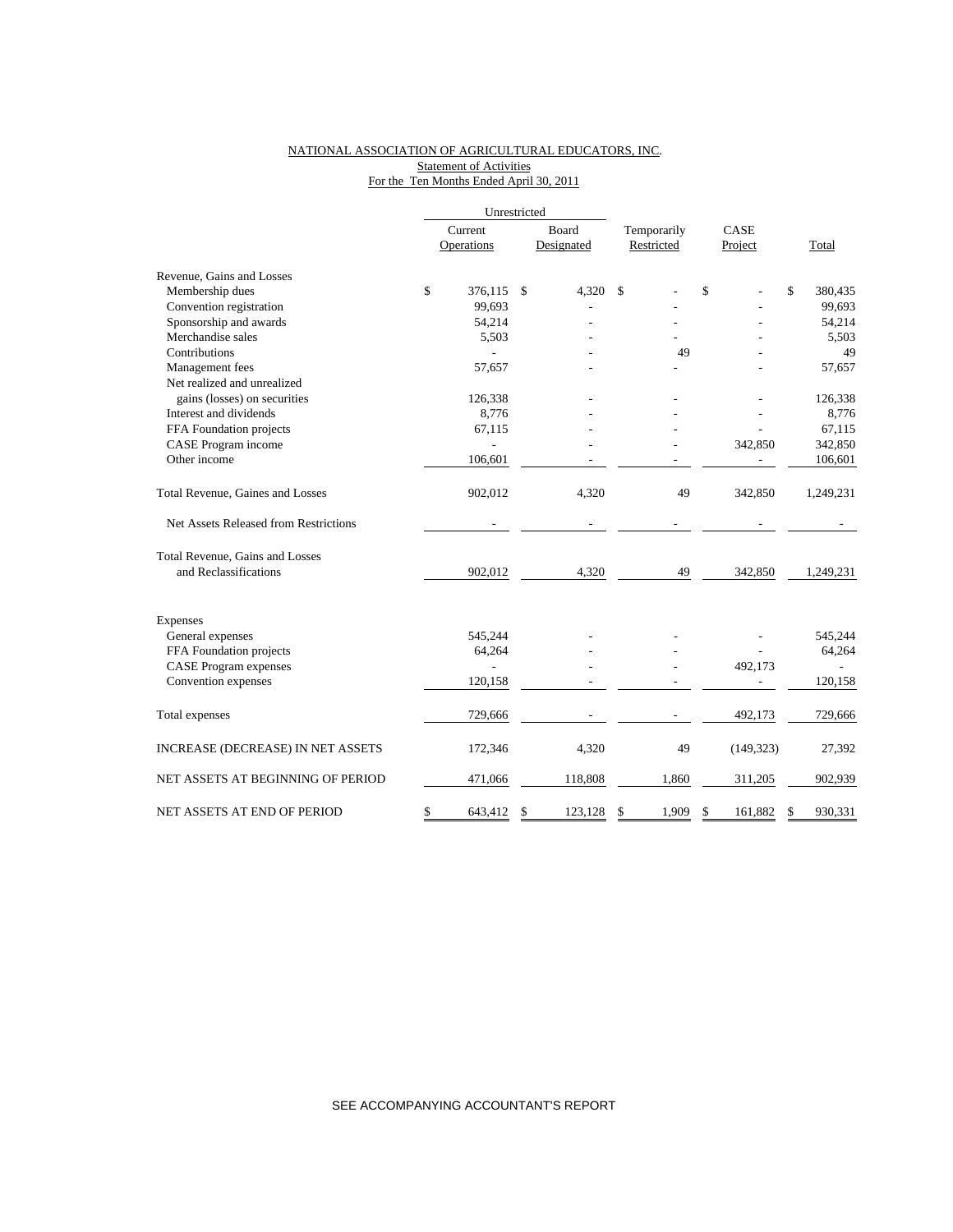NATIONAL ASSOCIATION OF AGRICULTURAL EDUCATORS, INC.
Statement of Activities
For the Ten Months Ended April 30, 2011

| | Unrestricted | | | | |
|---|---|---|---|---|---|
| | Current Operations | Board Designated | Temporarily Restricted | CASE Project | Total |
| Revenue, Gains and Losses | | | | | |
| Membership dues | $ 376,115 | $ 4,320 | $ - | $ - | $ 380,435 |
| Convention registration | 99,693 | - | - | - | 99,693 |
| Sponsorship and awards | 54,214 | - | - | - | 54,214 |
| Merchandise sales | 5,503 | - | - | - | 5,503 |
| Contributions | - | - | 49 | - | 49 |
| Management fees | 57,657 | - | - | - | 57,657 |
| Net realized and unrealized gains (losses) on securities | 126,338 | - | - | - | 126,338 |
| Interest and dividends | 8,776 | - | - | - | 8,776 |
| FFA Foundation projects | 67,115 | - | - | - | 67,115 |
| CASE Program income | - | - | - | 342,850 | 342,850 |
| Other income | 106,601 | - | - | - | 106,601 |
| Total Revenue, Gaines and Losses | 902,012 | 4,320 | 49 | 342,850 | 1,249,231 |
| Net Assets Released from Restrictions | - | - | - | - | - |
| Total Revenue, Gains and Losses and Reclassifications | 902,012 | 4,320 | 49 | 342,850 | 1,249,231 |
| Expenses | | | | | |
| General expenses | 545,244 | - | - | - | 545,244 |
| FFA Foundation projects | 64,264 | - | - | - | 64,264 |
| CASE Program expenses | - | - | - | 492,173 | - |
| Convention expenses | 120,158 | - | - | - | 120,158 |
| Total expenses | 729,666 | - | - | 492,173 | 729,666 |
| INCREASE (DECREASE) IN NET ASSETS | 172,346 | 4,320 | 49 | (149,323) | 27,392 |
| NET ASSETS AT BEGINNING OF PERIOD | 471,066 | 118,808 | 1,860 | 311,205 | 902,939 |
| NET ASSETS AT END OF PERIOD | $ 643,412 | $ 123,128 | $ 1,909 | $ 161,882 | $ 930,331 |

SEE ACCOMPANYING ACCOUNTANT'S REPORT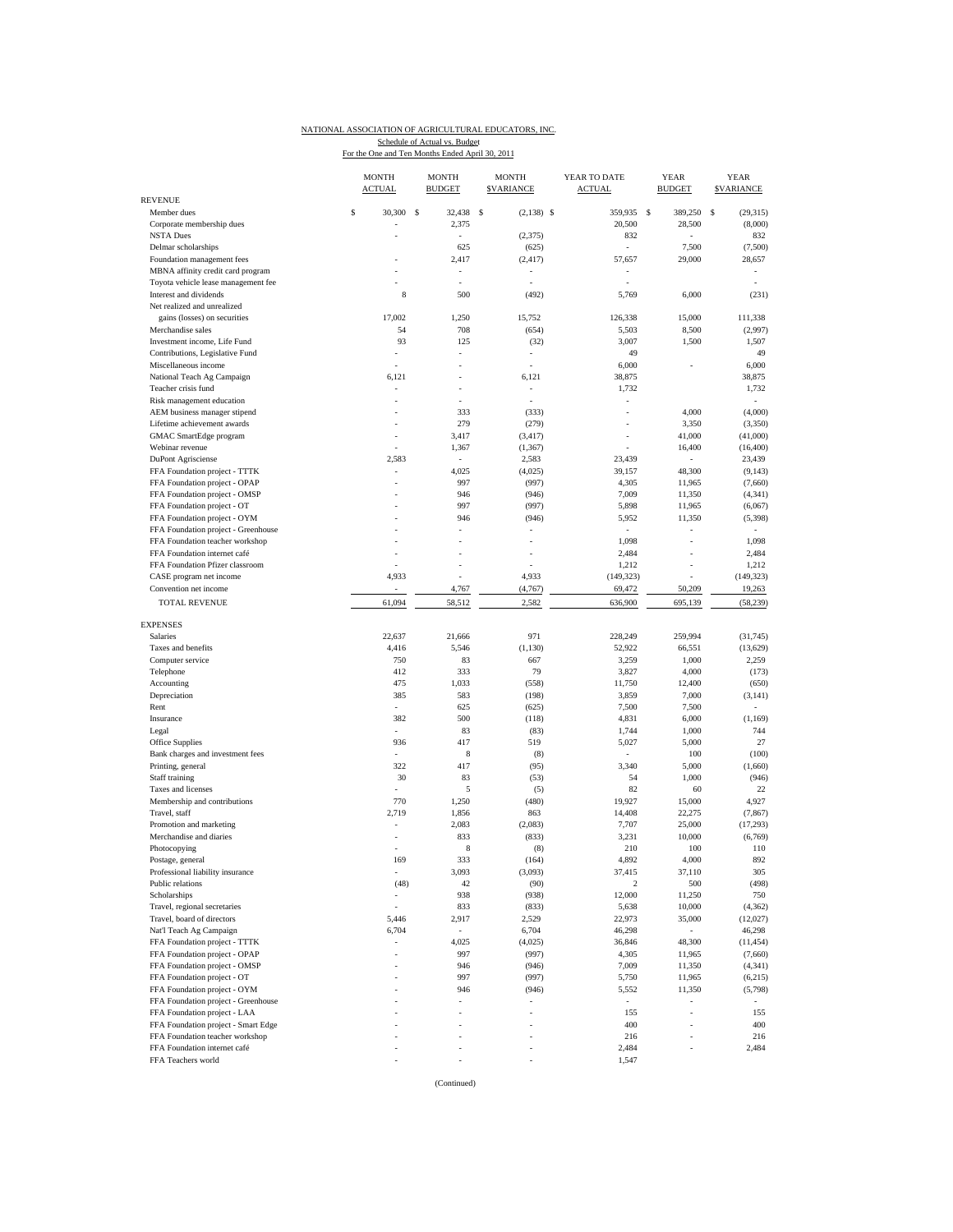NATIONAL ASSOCIATION OF AGRICULTURAL EDUCATORS, INC.

Schedule of Actual vs. Budget

For the One and Ten Months Ended April 30, 2011

| | MONTH ACTUAL | MONTH BUDGET | MONTH $VARIANCE | YEAR TO DATE ACTUAL | YEAR BUDGET | YEAR $VARIANCE |
|---|---|---|---|---|---|---|
| REVENUE | | | | | | |
| Member dues | $ 30,300 | $ 32,438 | $ (2,138) | $ 359,935 | $ 389,250 | $ (29,315) |
| Corporate membership dues | - | 2,375 | | 20,500 | 28,500 | (8,000) |
| NSTA Dues | - | - | (2,375) | 832 | - | 832 |
| Delmar scholarships | | 625 | (625) | - | 7,500 | (7,500) |
| Foundation management fees | - | 2,417 | (2,417) | 57,657 | 29,000 | 28,657 |
| MBNA affinity credit card program | - | - | - | - | | - |
| Toyota vehicle lease management fee | - | - | - | - | | - |
| Interest and dividends | 8 | 500 | (492) | 5,769 | 6,000 | (231) |
| Net realized and unrealized | | | | | | |
| gains (losses) on securities | 17,002 | 1,250 | 15,752 | 126,338 | 15,000 | 111,338 |
| Merchandise sales | 54 | 708 | (654) | 5,503 | 8,500 | (2,997) |
| Investment income, Life Fund | 93 | 125 | (32) | 3,007 | 1,500 | 1,507 |
| Contributions, Legislative Fund | - | - | - | 49 | | 49 |
| Miscellaneous income | - | - | - | 6,000 | - | 6,000 |
| National Teach Ag Campaign | 6,121 | - | 6,121 | 38,875 | | 38,875 |
| Teacher crisis fund | - | - | - | 1,732 | | 1,732 |
| Risk management education | - | - | - | - | | - |
| AEM business manager stipend | - | 333 | (333) | - | 4,000 | (4,000) |
| Lifetime achievement awards | - | 279 | (279) | - | 3,350 | (3,350) |
| GMAC SmartEdge program | - | 3,417 | (3,417) | - | 41,000 | (41,000) |
| Webinar revenue | - | 1,367 | (1,367) | - | 16,400 | (16,400) |
| DuPont Agrisciense | 2,583 | - | 2,583 | 23,439 | - | 23,439 |
| FFA Foundation project - TTTK | - | 4,025 | (4,025) | 39,157 | 48,300 | (9,143) |
| FFA Foundation project - OPAP | - | 997 | (997) | 4,305 | 11,965 | (7,660) |
| FFA Foundation project - OMSP | - | 946 | (946) | 7,009 | 11,350 | (4,341) |
| FFA Foundation project - OT | - | 997 | (997) | 5,898 | 11,965 | (6,067) |
| FFA Foundation project - OYM | - | 946 | (946) | 5,952 | 11,350 | (5,398) |
| FFA Foundation project - Greenhouse | - | - | - | - | - | - |
| FFA Foundation teacher workshop | - | - | - | 1,098 | - | 1,098 |
| FFA Foundation internet café | - | - | - | 2,484 | - | 2,484 |
| FFA Foundation Pfizer classroom | - | - | - | 1,212 | - | 1,212 |
| CASE program net income | 4,933 | - | 4,933 | (149,323) | - | (149,323) |
| Convention net income | - | 4,767 | (4,767) | 69,472 | 50,209 | 19,263 |
| TOTAL REVENUE | 61,094 | 58,512 | 2,582 | 636,900 | 695,139 | (58,239) |
| EXPENSES | | | | | | |
| Salaries | 22,637 | 21,666 | 971 | 228,249 | 259,994 | (31,745) |
| Taxes and benefits | 4,416 | 5,546 | (1,130) | 52,922 | 66,551 | (13,629) |
| Computer service | 750 | 83 | 667 | 3,259 | 1,000 | 2,259 |
| Telephone | 412 | 333 | 79 | 3,827 | 4,000 | (173) |
| Accounting | 475 | 1,033 | (558) | 11,750 | 12,400 | (650) |
| Depreciation | 385 | 583 | (198) | 3,859 | 7,000 | (3,141) |
| Rent | - | 625 | (625) | 7,500 | 7,500 | - |
| Insurance | 382 | 500 | (118) | 4,831 | 6,000 | (1,169) |
| Legal | - | 83 | (83) | 1,744 | 1,000 | 744 |
| Office Supplies | 936 | 417 | 519 | 5,027 | 5,000 | 27 |
| Bank charges and investment fees | - | 8 | (8) | - | 100 | (100) |
| Printing, general | 322 | 417 | (95) | 3,340 | 5,000 | (1,660) |
| Staff training | 30 | 83 | (53) | 54 | 1,000 | (946) |
| Taxes and licenses | - | 5 | (5) | 82 | 60 | 22 |
| Membership and contributions | 770 | 1,250 | (480) | 19,927 | 15,000 | 4,927 |
| Travel, staff | 2,719 | 1,856 | 863 | 14,408 | 22,275 | (7,867) |
| Promotion and marketing | - | 2,083 | (2,083) | 7,707 | 25,000 | (17,293) |
| Merchandise and diaries | - | 833 | (833) | 3,231 | 10,000 | (6,769) |
| Photocopying | - | 8 | (8) | 210 | 100 | 110 |
| Postage, general | 169 | 333 | (164) | 4,892 | 4,000 | 892 |
| Professional liability insurance | - | 3,093 | (3,093) | 37,415 | 37,110 | 305 |
| Public relations | (48) | 42 | (90) | 2 | 500 | (498) |
| Scholarships | - | 938 | (938) | 12,000 | 11,250 | 750 |
| Travel, regional secretaries | - | 833 | (833) | 5,638 | 10,000 | (4,362) |
| Travel, board of directors | 5,446 | 2,917 | 2,529 | 22,973 | 35,000 | (12,027) |
| Nat'l Teach Ag Campaign | 6,704 | - | 6,704 | 46,298 | - | 46,298 |
| FFA Foundation project - TTTK | - | 4,025 | (4,025) | 36,846 | 48,300 | (11,454) |
| FFA Foundation project - OPAP | - | 997 | (997) | 4,305 | 11,965 | (7,660) |
| FFA Foundation project - OMSP | - | 946 | (946) | 7,009 | 11,350 | (4,341) |
| FFA Foundation project - OT | - | 997 | (997) | 5,750 | 11,965 | (6,215) |
| FFA Foundation project - OYM | - | 946 | (946) | 5,552 | 11,350 | (5,798) |
| FFA Foundation project - Greenhouse | - | - | - | - | - | - |
| FFA Foundation project - LAA | - | - | - | 155 | - | 155 |
| FFA Foundation project - Smart Edge | - | - | - | 400 | - | 400 |
| FFA Foundation teacher workshop | - | - | - | 216 | - | 216 |
| FFA Foundation internet café | - | - | - | 2,484 | - | 2,484 |
| FFA Teachers world | - | - | - | 1,547 | | |

(Continued)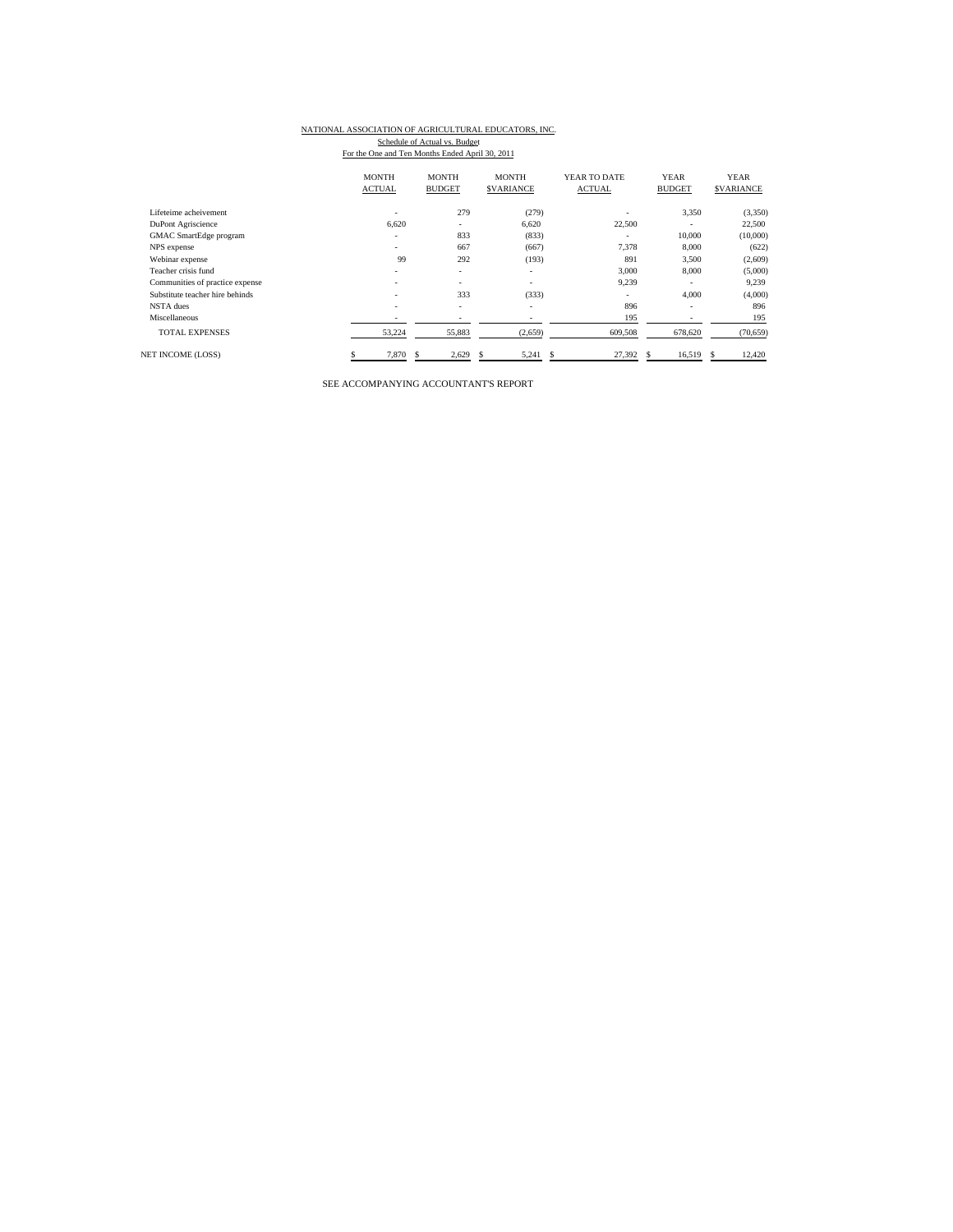NATIONAL ASSOCIATION OF AGRICULTURAL EDUCATORS, INC.

Schedule of Actual vs. Budget

For the One and Ten Months Ended April 30, 2011

| | MONTH ACTUAL | MONTH BUDGET | MONTH $VARIANCE | YEAR TO DATE ACTUAL | YEAR BUDGET | YEAR $VARIANCE |
|---|---|---|---|---|---|---|
| Lifeteime acheivement | - | 279 | (279) | - | 3,350 | (3,350) |
| DuPont Agriscience | 6,620 | - | 6,620 | 22,500 | - | 22,500 |
| GMAC SmartEdge program | - | 833 | (833) | - | 10,000 | (10,000) |
| NPS expense | - | 667 | (667) | 7,378 | 8,000 | (622) |
| Webinar expense | 99 | 292 | (193) | 891 | 3,500 | (2,609) |
| Teacher crisis fund | - | - | - | 3,000 | 8,000 | (5,000) |
| Communities of practice expense | - | - | - | 9,239 | - | 9,239 |
| Substitute teacher hire behinds | - | 333 | (333) | - | 4,000 | (4,000) |
| NSTA dues | - | - | - | 896 | - | 896 |
| Miscellaneous | - | - | - | 195 | - | 195 |
| TOTAL EXPENSES | 53,224 | 55,883 | (2,659) | 609,508 | 678,620 | (70,659) |
| NET INCOME (LOSS) | $ 7,870 | $ 2,629 | $ 5,241 | $ 27,392 | $ 16,519 | $ 12,420 |

SEE ACCOMPANYING ACCOUNTANT'S REPORT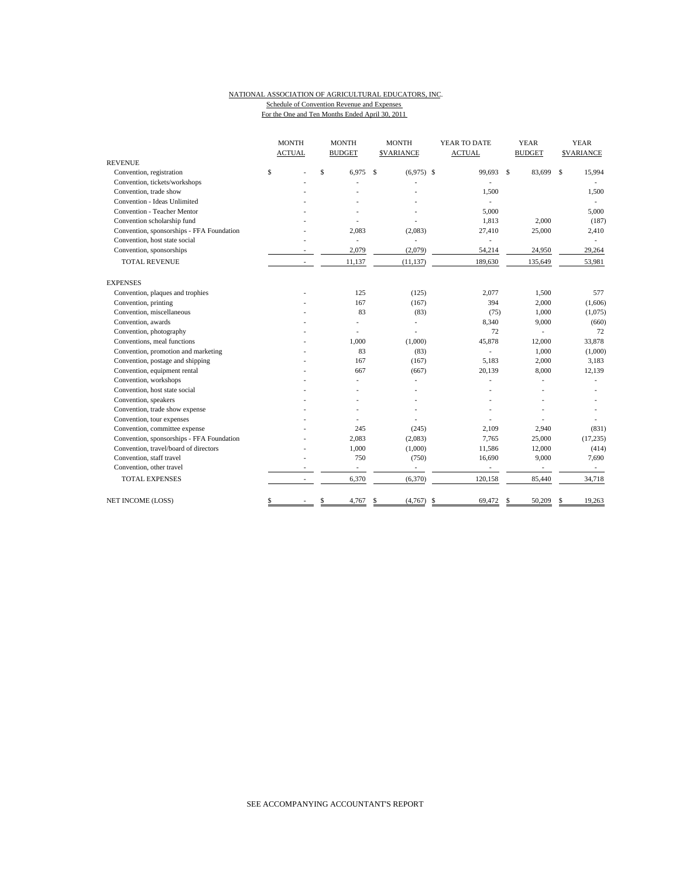NATIONAL ASSOCIATION OF AGRICULTURAL EDUCATORS, INC.

Schedule of Convention Revenue and Expenses

For the One and Ten Months Ended April 30, 2011

| | MONTH ACTUAL | MONTH BUDGET | MONTH $VARIANCE | YEAR TO DATE ACTUAL | YEAR BUDGET | YEAR $VARIANCE |
|---|---|---|---|---|---|---|
| REVENUE | | | | | | |
| Convention, registration | $ - | $ 6,975 | $ (6,975) | $ 99,693 | $ 83,699 | $ 15,994 |
| Convention, tickets/workshops | - | - | - | - | | - |
| Convention, trade show | - | - | - | 1,500 | | 1,500 |
| Convention - Ideas Unlimited | - | - | - | - | | - |
| Convention - Teacher Mentor | - | - | - | 5,000 | | 5,000 |
| Convention scholarship fund | - | - | - | 1,813 | 2,000 | (187) |
| Convention, sponsorships - FFA Foundation | - | 2,083 | (2,083) | 27,410 | 25,000 | 2,410 |
| Convention, host state social | - | - | - | - | | - |
| Convention, sponsorships | - | 2,079 | (2,079) | 54,214 | 24,950 | 29,264 |
| TOTAL REVENUE | - | 11,137 | (11,137) | 189,630 | 135,649 | 53,981 |
| EXPENSES | | | | | | |
| Convention, plaques and trophies | - | 125 | (125) | 2,077 | 1,500 | 577 |
| Convention, printing | - | 167 | (167) | 394 | 2,000 | (1,606) |
| Convention, miscellaneous | - | 83 | (83) | (75) | 1,000 | (1,075) |
| Convention, awards | - | - | - | 8,340 | 9,000 | (660) |
| Convention, photography | - | - | - | 72 | - | 72 |
| Conventions, meal functions | - | 1,000 | (1,000) | 45,878 | 12,000 | 33,878 |
| Convention, promotion and marketing | - | 83 | (83) | - | 1,000 | (1,000) |
| Convention, postage and shipping | - | 167 | (167) | 5,183 | 2,000 | 3,183 |
| Convention, equipment rental | - | 667 | (667) | 20,139 | 8,000 | 12,139 |
| Convention, workshops | - | - | - | - | - | - |
| Convention, host state social | - | - | - | - | - | - |
| Convention, speakers | - | - | - | - | - | - |
| Convention, trade show expense | - | - | - | - | - | - |
| Convention, tour expenses | - | - | - | - | - | - |
| Convention, committee expense | - | 245 | (245) | 2,109 | 2,940 | (831) |
| Convention, sponsorships - FFA Foundation | - | 2,083 | (2,083) | 7,765 | 25,000 | (17,235) |
| Convention, travel/board of directors | - | 1,000 | (1,000) | 11,586 | 12,000 | (414) |
| Convention, staff travel | - | 750 | (750) | 16,690 | 9,000 | 7,690 |
| Convention, other travel | - | - | - | - | - | - |
| TOTAL EXPENSES | - | 6,370 | (6,370) | 120,158 | 85,440 | 34,718 |
| NET INCOME (LOSS) | $ - | $ 4,767 | $ (4,767) | $ 69,472 | $ 50,209 | $ 19,263 |

SEE ACCOMPANYING ACCOUNTANT'S REPORT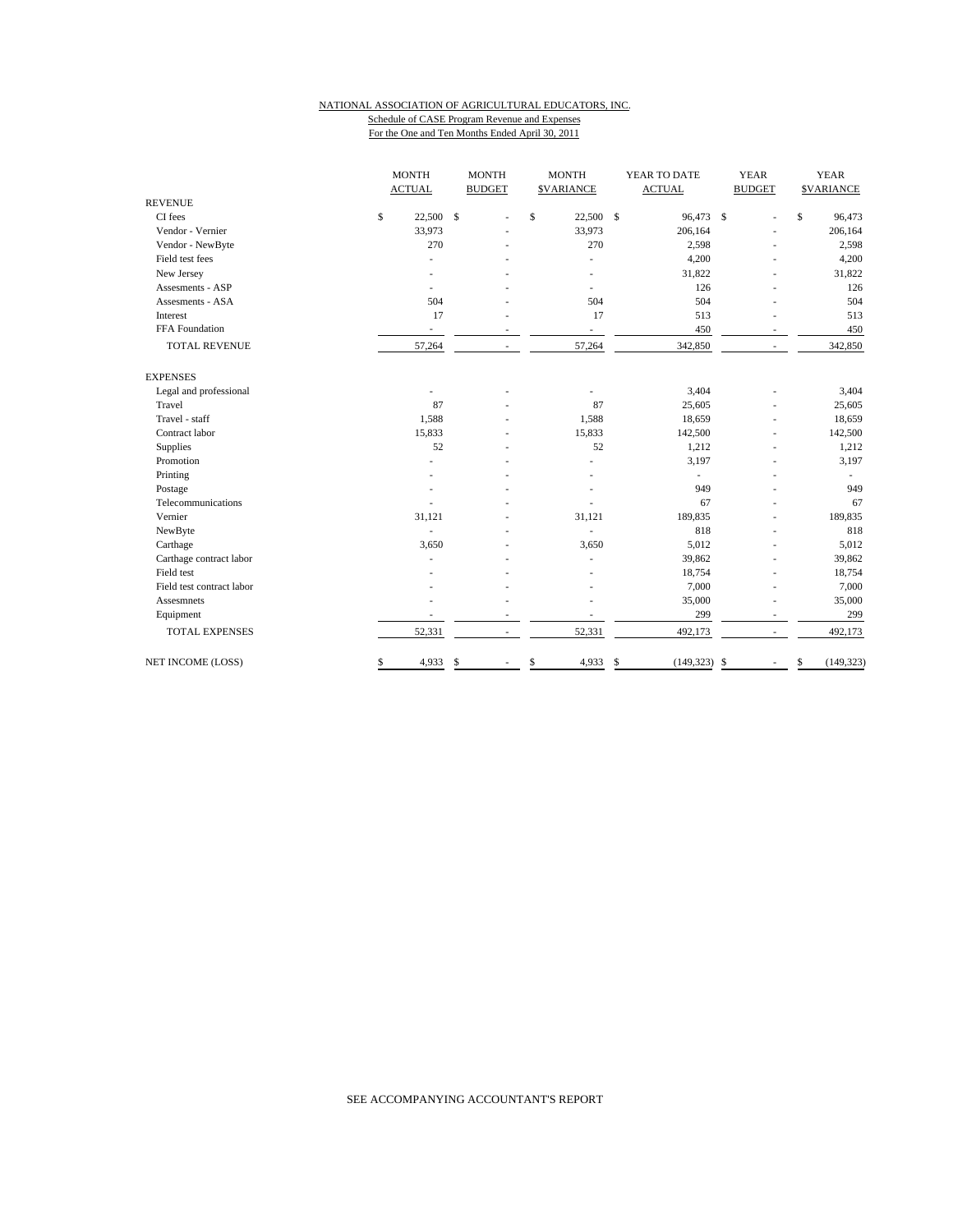NATIONAL ASSOCIATION OF AGRICULTURAL EDUCATORS, INC.

Schedule of CASE Program Revenue and Expenses

For the One and Ten Months Ended April 30, 2011

| | MONTH ACTUAL | MONTH BUDGET | MONTH $VARIANCE | YEAR TO DATE ACTUAL | YEAR BUDGET | YEAR $VARIANCE |
|---|---|---|---|---|---|---|
| REVENUE | | | | | | |
| CI fees | $ 22,500 | $ - | $ 22,500 | $ 96,473 | $ - | $ 96,473 |
| Vendor - Vernier | 33,973 | - | 33,973 | 206,164 | - | 206,164 |
| Vendor - NewByte | 270 | - | 270 | 2,598 | - | 2,598 |
| Field test fees | - | - | - | 4,200 | - | 4,200 |
| New Jersey | - | - | - | 31,822 | - | 31,822 |
| Assesments - ASP | - | - | - | 126 | - | 126 |
| Assesments - ASA | 504 | - | 504 | 504 | - | 504 |
| Interest | 17 | - | 17 | 513 | - | 513 |
| FFA Foundation | - | - | - | 450 | - | 450 |
| TOTAL REVENUE | 57,264 | - | 57,264 | 342,850 | - | 342,850 |
| EXPENSES | | | | | | |
| Legal and professional | - | - | - | 3,404 | - | 3,404 |
| Travel | 87 | - | 87 | 25,605 | - | 25,605 |
| Travel - staff | 1,588 | - | 1,588 | 18,659 | - | 18,659 |
| Contract labor | 15,833 | - | 15,833 | 142,500 | - | 142,500 |
| Supplies | 52 | - | 52 | 1,212 | - | 1,212 |
| Promotion | - | - | - | 3,197 | - | 3,197 |
| Printing | - | - | - | - | - | - |
| Postage | - | - | - | 949 | - | 949 |
| Telecommunications | - | - | - | 67 | - | 67 |
| Vernier | 31,121 | - | 31,121 | 189,835 | - | 189,835 |
| NewByte | - | - | - | 818 | - | 818 |
| Carthage | 3,650 | - | 3,650 | 5,012 | - | 5,012 |
| Carthage contract labor | - | - | - | 39,862 | - | 39,862 |
| Field test | - | - | - | 18,754 | - | 18,754 |
| Field test contract labor | - | - | - | 7,000 | - | 7,000 |
| Assesmnets | - | - | - | 35,000 | - | 35,000 |
| Equipment | - | - | - | 299 | - | 299 |
| TOTAL EXPENSES | 52,331 | - | 52,331 | 492,173 | - | 492,173 |
| NET INCOME (LOSS) | $ 4,933 | $ - | $ 4,933 | $ (149,323) | $ - | $ (149,323) |

SEE ACCOMPANYING ACCOUNTANT'S REPORT